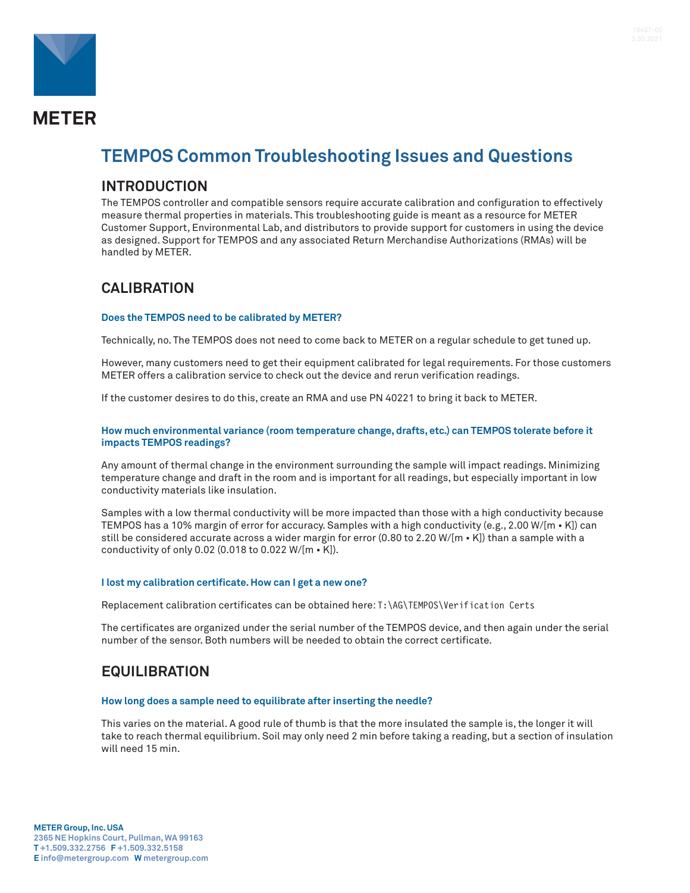# TEMPOS Common Troubleshooting Issues and Questions

## INTRODUCTION

The TEMPOS controller and compatible sensors require accurate calibration and configuration to effectively measure thermal properties in materials. This troubleshooting guide is meant as a resource for METER Customer Support, Environmental Lab, and distributors to provide support for customers in using the device as designed. Support for TEMPOS and any associated Return Merchandise Authorizations (RMAs) will be handled by METER.

## CALIBRATION

### Does the TEMPOS need to be calibrated by METER?

Technically, no. The TEMPOS does not need to come back to METER on a regular schedule to get tuned up.

However, many customers need to get their equipment calibrated for legal requirements. For those customers METER offers a calibration service to check out the device and rerun verification readings.

If the customer desires to do this, create an RMA and use PN 40221 to bring it back to METER.

### How much environmental variance (room temperature change, drafts, etc.) can TEMPOS tolerate before it impacts TEMPOS readings?

Any amount of thermal change in the environment surrounding the sample will impact readings. Minimizing temperature change and draft in the room and is important for all readings, but especially important in low conductivity materials like insulation.

Samples with a low thermal conductivity will be more impacted than those with a high conductivity because TEMPOS has a 10% margin of error for accuracy. Samples with a high conductivity (e.g., 2.00 W/[m • K]) can still be considered accurate across a wider margin for error (0.80 to 2.20 W/[m • K]) than a sample with a conductivity of only 0.02 (0.018 to 0.022 W/[m • K]).

### I lost my calibration certificate. How can I get a new one?

Replacement calibration certificates can be obtained here: `T:\AG\TEMPOS\Verification Certs`

The certificates are organized under the serial number of the TEMPOS device, and then again under the serial number of the sensor. Both numbers will be needed to obtain the correct certificate.

## EQUILIBRATION

### How long does a sample need to equilibrate after inserting the needle?

This varies on the material. A good rule of thumb is that the more insulated the sample is, the longer it will take to reach thermal equilibrium. Soil may only need 2 min before taking a reading, but a section of insulation will need 15 min.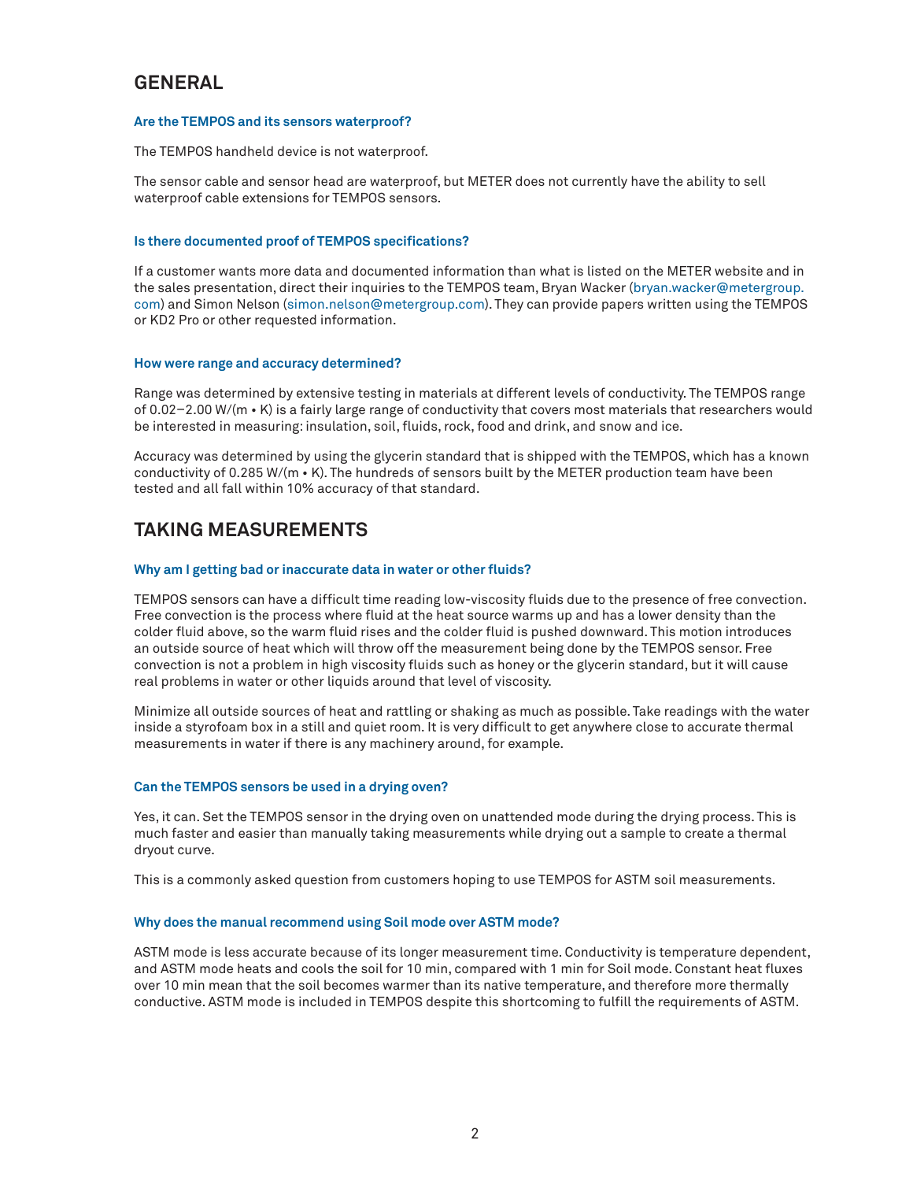## GENERAL

### Are the TEMPOS and its sensors waterproof?

The TEMPOS handheld device is not waterproof.

The sensor cable and sensor head are waterproof, but METER does not currently have the ability to sell waterproof cable extensions for TEMPOS sensors.

### Is there documented proof of TEMPOS specifications?

If a customer wants more data and documented information than what is listed on the METER website and in the sales presentation, direct their inquiries to the TEMPOS team, Bryan Wacker (bryan.wacker@metergroup.com) and Simon Nelson (simon.nelson@metergroup.com). They can provide papers written using the TEMPOS or KD2 Pro or other requested information.

### How were range and accuracy determined?

Range was determined by extensive testing in materials at different levels of conductivity. The TEMPOS range of 0.02–2.00 W/(m • K) is a fairly large range of conductivity that covers most materials that researchers would be interested in measuring: insulation, soil, fluids, rock, food and drink, and snow and ice.

Accuracy was determined by using the glycerin standard that is shipped with the TEMPOS, which has a known conductivity of 0.285 W/(m • K). The hundreds of sensors built by the METER production team have been tested and all fall within 10% accuracy of that standard.

## TAKING MEASUREMENTS

### Why am I getting bad or inaccurate data in water or other fluids?

TEMPOS sensors can have a difficult time reading low-viscosity fluids due to the presence of free convection. Free convection is the process where fluid at the heat source warms up and has a lower density than the colder fluid above, so the warm fluid rises and the colder fluid is pushed downward. This motion introduces an outside source of heat which will throw off the measurement being done by the TEMPOS sensor. Free convection is not a problem in high viscosity fluids such as honey or the glycerin standard, but it will cause real problems in water or other liquids around that level of viscosity.

Minimize all outside sources of heat and rattling or shaking as much as possible. Take readings with the water inside a styrofoam box in a still and quiet room. It is very difficult to get anywhere close to accurate thermal measurements in water if there is any machinery around, for example.

### Can the TEMPOS sensors be used in a drying oven?

Yes, it can. Set the TEMPOS sensor in the drying oven on unattended mode during the drying process. This is much faster and easier than manually taking measurements while drying out a sample to create a thermal dryout curve.

This is a commonly asked question from customers hoping to use TEMPOS for ASTM soil measurements.

### Why does the manual recommend using Soil mode over ASTM mode?

ASTM mode is less accurate because of its longer measurement time. Conductivity is temperature dependent, and ASTM mode heats and cools the soil for 10 min, compared with 1 min for Soil mode. Constant heat fluxes over 10 min mean that the soil becomes warmer than its native temperature, and therefore more thermally conductive. ASTM mode is included in TEMPOS despite this shortcoming to fulfill the requirements of ASTM.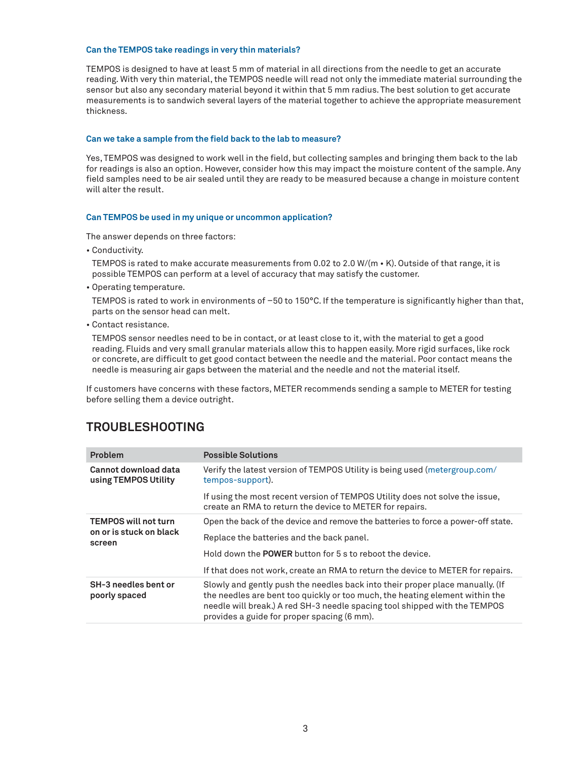### Can the TEMPOS take readings in very thin materials?

TEMPOS is designed to have at least 5 mm of material in all directions from the needle to get an accurate reading. With very thin material, the TEMPOS needle will read not only the immediate material surrounding the sensor but also any secondary material beyond it within that 5 mm radius. The best solution to get accurate measurements is to sandwich several layers of the material together to achieve the appropriate measurement thickness.

### Can we take a sample from the field back to the lab to measure?

Yes, TEMPOS was designed to work well in the field, but collecting samples and bringing them back to the lab for readings is also an option. However, consider how this may impact the moisture content of the sample. Any field samples need to be air sealed until they are ready to be measured because a change in moisture content will alter the result.

### Can TEMPOS be used in my unique or uncommon application?

The answer depends on three factors:

- Conductivity.

  TEMPOS is rated to make accurate measurements from 0.02 to 2.0 W/(m • K). Outside of that range, it is possible TEMPOS can perform at a level of accuracy that may satisfy the customer.

- Operating temperature.

  TEMPOS is rated to work in environments of −50 to 150°C. If the temperature is significantly higher than that, parts on the sensor head can melt.

- Contact resistance.

  TEMPOS sensor needles need to be in contact, or at least close to it, with the material to get a good reading. Fluids and very small granular materials allow this to happen easily. More rigid surfaces, like rock or concrete, are difficult to get good contact between the needle and the material. Poor contact means the needle is measuring air gaps between the material and the needle and not the material itself.

If customers have concerns with these factors, METER recommends sending a sample to METER for testing before selling them a device outright.

## TROUBLESHOOTING

| Problem | Possible Solutions |
|---|---|
| **Cannot download data using TEMPOS Utility** | Verify the latest version of TEMPOS Utility is being used (metergroup.com/tempos-support). |
| | If using the most recent version of TEMPOS Utility does not solve the issue, create an RMA to return the device to METER for repairs. |
| **TEMPOS will not turn on or is stuck on black screen** | Open the back of the device and remove the batteries to force a power-off state. |
| | Replace the batteries and the back panel. |
| | Hold down the **POWER** button for 5 s to reboot the device. |
| | If that does not work, create an RMA to return the device to METER for repairs. |
| **SH-3 needles bent or poorly spaced** | Slowly and gently push the needles back into their proper place manually. (If the needles are bent too quickly or too much, the heating element within the needle will break.) A red SH-3 needle spacing tool shipped with the TEMPOS provides a guide for proper spacing (6 mm). |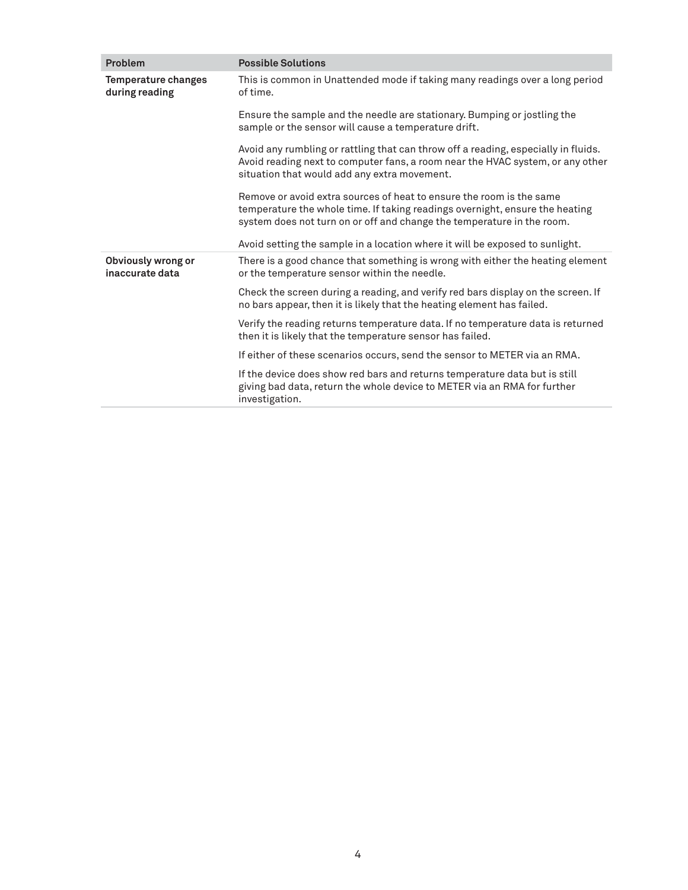| Problem | Possible Solutions |
|---|---|
| **Temperature changes during reading** | This is common in Unattended mode if taking many readings over a long period of time.<br><br>Ensure the sample and the needle are stationary. Bumping or jostling the sample or the sensor will cause a temperature drift.<br><br>Avoid any rumbling or rattling that can throw off a reading, especially in fluids. Avoid reading next to computer fans, a room near the HVAC system, or any other situation that would add any extra movement.<br><br>Remove or avoid extra sources of heat to ensure the room is the same temperature the whole time. If taking readings overnight, ensure the heating system does not turn on or off and change the temperature in the room.<br><br>Avoid setting the sample in a location where it will be exposed to sunlight. |
| **Obviously wrong or inaccurate data** | There is a good chance that something is wrong with either the heating element or the temperature sensor within the needle.<br><br>Check the screen during a reading, and verify red bars display on the screen. If no bars appear, then it is likely that the heating element has failed.<br><br>Verify the reading returns temperature data. If no temperature data is returned then it is likely that the temperature sensor has failed.<br><br>If either of these scenarios occurs, send the sensor to METER via an RMA.<br><br>If the device does show red bars and returns temperature data but is still giving bad data, return the whole device to METER via an RMA for further investigation. |